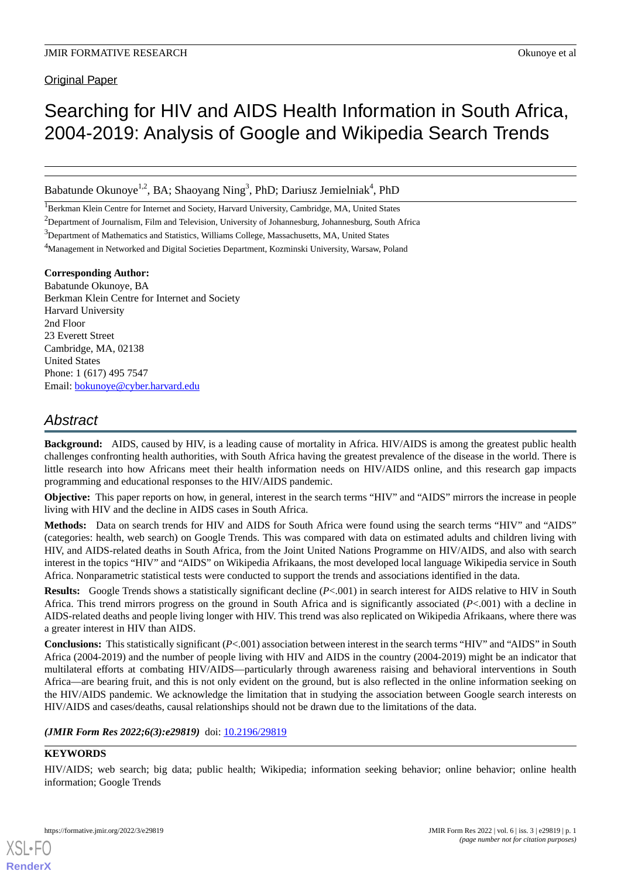Original Paper

# Searching for HIV and AIDS Health Information in South Africa, 2004-2019: Analysis of Google and Wikipedia Search Trends

Babatunde Okunoye[1,2], BA; Shaoyang Ning[3], PhD; Dariusz Jemielniak[4], PhD

[1]Berkman Klein Centre for Internet and Society, Harvard University, Cambridge, MA, United States

[2]Department of Journalism, Film and Television, University of Johannesburg, Johannesburg, South Africa

[3]Department of Mathematics and Statistics, Williams College, Massachusetts, MA, United States

[4]Management in Networked and Digital Societies Department, Kozminski University, Warsaw, Poland

**Corresponding Author:**
Babatunde Okunoye, BA
Berkman Klein Centre for Internet and Society
Harvard University
2nd Floor
23 Everett Street
Cambridge, MA, 02138
United States
Phone: 1 (617) 495 7547
Email: bokunoye@cyber.harvard.edu

## Abstract

**Background:** AIDS, caused by HIV, is a leading cause of mortality in Africa. HIV/AIDS is among the greatest public health challenges confronting health authorities, with South Africa having the greatest prevalence of the disease in the world. There is little research into how Africans meet their health information needs on HIV/AIDS online, and this research gap impacts programming and educational responses to the HIV/AIDS pandemic.

**Objective:** This paper reports on how, in general, interest in the search terms "HIV" and "AIDS" mirrors the increase in people living with HIV and the decline in AIDS cases in South Africa.

**Methods:** Data on search trends for HIV and AIDS for South Africa were found using the search terms "HIV" and "AIDS" (categories: health, web search) on Google Trends. This was compared with data on estimated adults and children living with HIV, and AIDS-related deaths in South Africa, from the Joint United Nations Programme on HIV/AIDS, and also with search interest in the topics "HIV" and "AIDS" on Wikipedia Afrikaans, the most developed local language Wikipedia service in South Africa. Nonparametric statistical tests were conducted to support the trends and associations identified in the data.

**Results:** Google Trends shows a statistically significant decline ($P$<.001) in search interest for AIDS relative to HIV in South Africa. This trend mirrors progress on the ground in South Africa and is significantly associated ($P$<.001) with a decline in AIDS-related deaths and people living longer with HIV. This trend was also replicated on Wikipedia Afrikaans, where there was a greater interest in HIV than AIDS.

**Conclusions:** This statistically significant ($P$<.001) association between interest in the search terms "HIV" and "AIDS" in South Africa (2004-2019) and the number of people living with HIV and AIDS in the country (2004-2019) might be an indicator that multilateral efforts at combating HIV/AIDS—particularly through awareness raising and behavioral interventions in South Africa—are bearing fruit, and this is not only evident on the ground, but is also reflected in the online information seeking on the HIV/AIDS pandemic. We acknowledge the limitation that in studying the association between Google search interests on HIV/AIDS and cases/deaths, causal relationships should not be drawn due to the limitations of the data.

***(JMIR Form Res 2022;6(3):e29819)*** doi: 10.2196/29819

**KEYWORDS**

HIV/AIDS; web search; big data; public health; Wikipedia; information seeking behavior; online behavior; online health information; Google Trends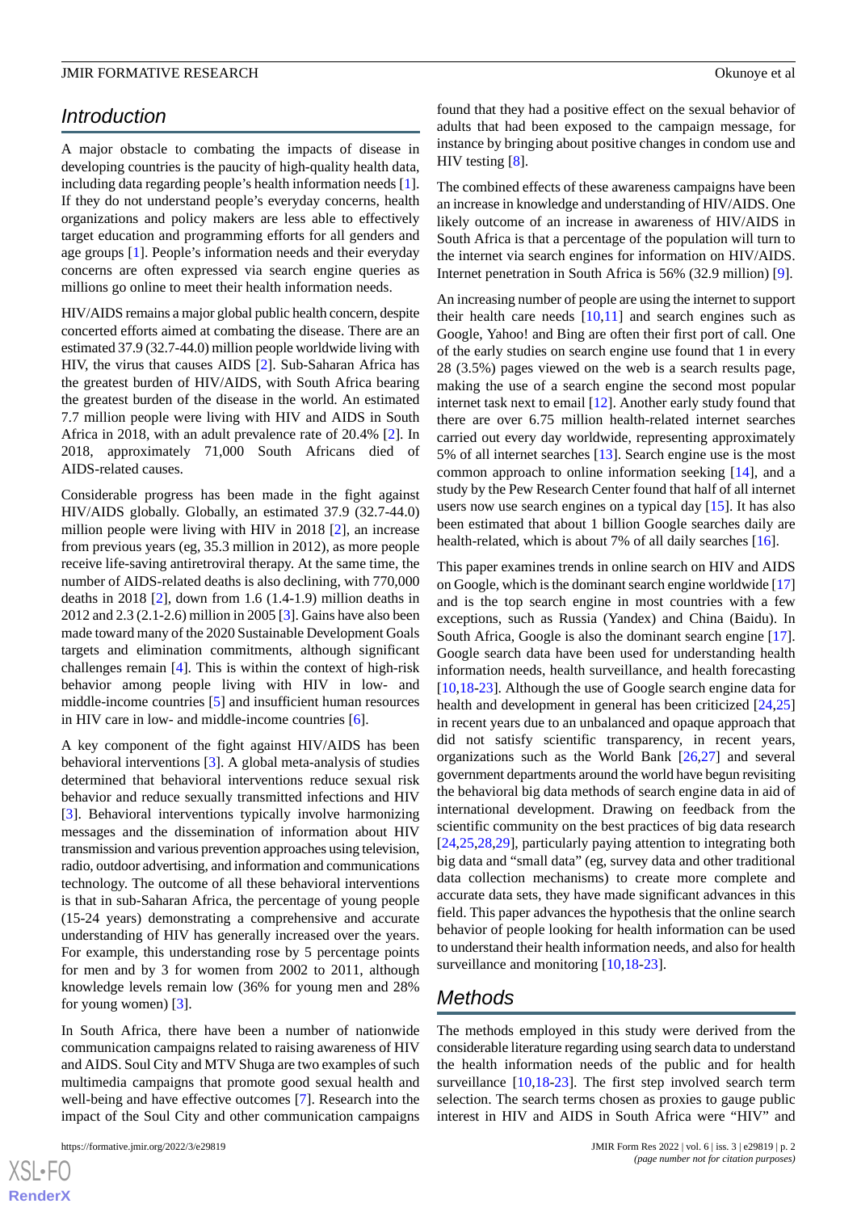## Introduction

A major obstacle to combating the impacts of disease in developing countries is the paucity of high-quality health data, including data regarding people's health information needs [1]. If they do not understand people's everyday concerns, health organizations and policy makers are less able to effectively target education and programming efforts for all genders and age groups [1]. People's information needs and their everyday concerns are often expressed via search engine queries as millions go online to meet their health information needs.

HIV/AIDS remains a major global public health concern, despite concerted efforts aimed at combating the disease. There are an estimated 37.9 (32.7-44.0) million people worldwide living with HIV, the virus that causes AIDS [2]. Sub-Saharan Africa has the greatest burden of HIV/AIDS, with South Africa bearing the greatest burden of the disease in the world. An estimated 7.7 million people were living with HIV and AIDS in South Africa in 2018, with an adult prevalence rate of 20.4% [2]. In 2018, approximately 71,000 South Africans died of AIDS-related causes.

Considerable progress has been made in the fight against HIV/AIDS globally. Globally, an estimated 37.9 (32.7-44.0) million people were living with HIV in 2018 [2], an increase from previous years (eg, 35.3 million in 2012), as more people receive life-saving antiretroviral therapy. At the same time, the number of AIDS-related deaths is also declining, with 770,000 deaths in 2018 [2], down from 1.6 (1.4-1.9) million deaths in 2012 and 2.3 (2.1-2.6) million in 2005 [3]. Gains have also been made toward many of the 2020 Sustainable Development Goals targets and elimination commitments, although significant challenges remain [4]. This is within the context of high-risk behavior among people living with HIV in low- and middle-income countries [5] and insufficient human resources in HIV care in low- and middle-income countries [6].

A key component of the fight against HIV/AIDS has been behavioral interventions [3]. A global meta-analysis of studies determined that behavioral interventions reduce sexual risk behavior and reduce sexually transmitted infections and HIV [3]. Behavioral interventions typically involve harmonizing messages and the dissemination of information about HIV transmission and various prevention approaches using television, radio, outdoor advertising, and information and communications technology. The outcome of all these behavioral interventions is that in sub-Saharan Africa, the percentage of young people (15-24 years) demonstrating a comprehensive and accurate understanding of HIV has generally increased over the years. For example, this understanding rose by 5 percentage points for men and by 3 for women from 2002 to 2011, although knowledge levels remain low (36% for young men and 28% for young women) [3].

In South Africa, there have been a number of nationwide communication campaigns related to raising awareness of HIV and AIDS. Soul City and MTV Shuga are two examples of such multimedia campaigns that promote good sexual health and well-being and have effective outcomes [7]. Research into the impact of the Soul City and other communication campaigns found that they had a positive effect on the sexual behavior of adults that had been exposed to the campaign message, for instance by bringing about positive changes in condom use and HIV testing [8].

The combined effects of these awareness campaigns have been an increase in knowledge and understanding of HIV/AIDS. One likely outcome of an increase in awareness of HIV/AIDS in South Africa is that a percentage of the population will turn to the internet via search engines for information on HIV/AIDS. Internet penetration in South Africa is 56% (32.9 million) [9].

An increasing number of people are using the internet to support their health care needs [10,11] and search engines such as Google, Yahoo! and Bing are often their first port of call. One of the early studies on search engine use found that 1 in every 28 (3.5%) pages viewed on the web is a search results page, making the use of a search engine the second most popular internet task next to email [12]. Another early study found that there are over 6.75 million health-related internet searches carried out every day worldwide, representing approximately 5% of all internet searches [13]. Search engine use is the most common approach to online information seeking [14], and a study by the Pew Research Center found that half of all internet users now use search engines on a typical day [15]. It has also been estimated that about 1 billion Google searches daily are health-related, which is about 7% of all daily searches [16].

This paper examines trends in online search on HIV and AIDS on Google, which is the dominant search engine worldwide [17] and is the top search engine in most countries with a few exceptions, such as Russia (Yandex) and China (Baidu). In South Africa, Google is also the dominant search engine [17]. Google search data have been used for understanding health information needs, health surveillance, and health forecasting [10,18-23]. Although the use of Google search engine data for health and development in general has been criticized [24,25] in recent years due to an unbalanced and opaque approach that did not satisfy scientific transparency, in recent years, organizations such as the World Bank [26,27] and several government departments around the world have begun revisiting the behavioral big data methods of search engine data in aid of international development. Drawing on feedback from the scientific community on the best practices of big data research [24,25,28,29], particularly paying attention to integrating both big data and "small data" (eg, survey data and other traditional data collection mechanisms) to create more complete and accurate data sets, they have made significant advances in this field. This paper advances the hypothesis that the online search behavior of people looking for health information can be used to understand their health information needs, and also for health surveillance and monitoring [10,18-23].

## Methods

The methods employed in this study were derived from the considerable literature regarding using search data to understand the health information needs of the public and for health surveillance [10,18-23]. The first step involved search term selection. The search terms chosen as proxies to gauge public interest in HIV and AIDS in South Africa were "HIV" and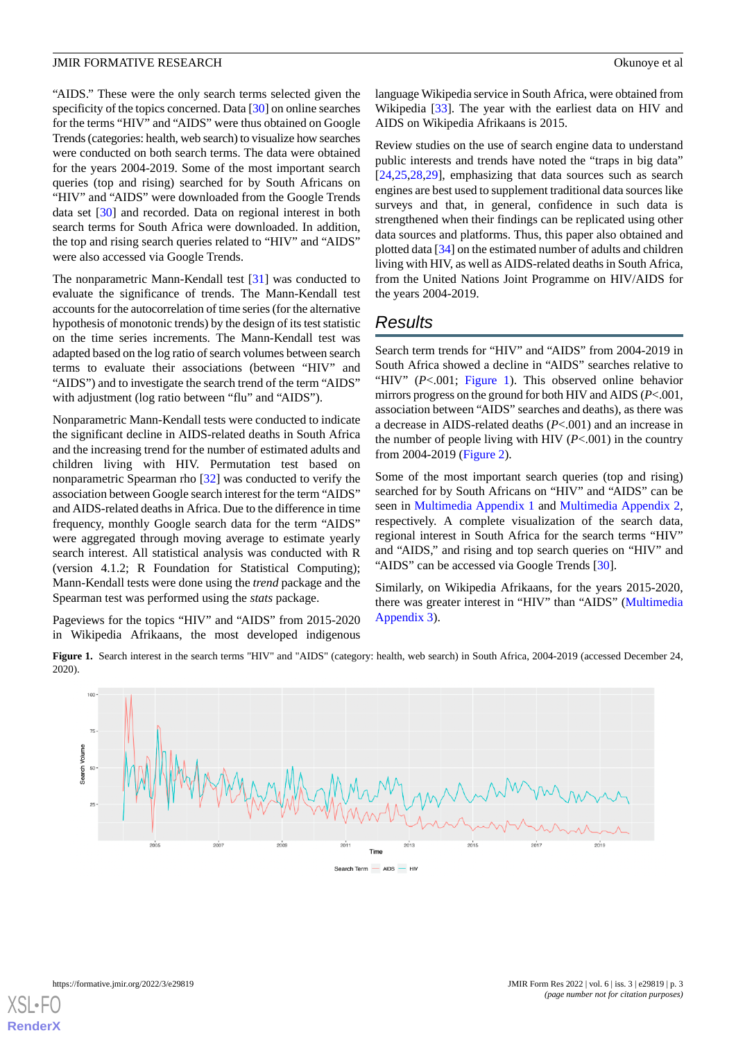"AIDS." These were the only search terms selected given the specificity of the topics concerned. Data [30] on online searches for the terms "HIV" and "AIDS" were thus obtained on Google Trends (categories: health, web search) to visualize how searches were conducted on both search terms. The data were obtained for the years 2004-2019. Some of the most important search queries (top and rising) searched for by South Africans on "HIV" and "AIDS" were downloaded from the Google Trends data set [30] and recorded. Data on regional interest in both search terms for South Africa were downloaded. In addition, the top and rising search queries related to "HIV" and "AIDS" were also accessed via Google Trends.

The nonparametric Mann-Kendall test [31] was conducted to evaluate the significance of trends. The Mann-Kendall test accounts for the autocorrelation of time series (for the alternative hypothesis of monotonic trends) by the design of its test statistic on the time series increments. The Mann-Kendall test was adapted based on the log ratio of search volumes between search terms to evaluate their associations (between "HIV" and "AIDS") and to investigate the search trend of the term "AIDS" with adjustment (log ratio between "flu" and "AIDS").

Nonparametric Mann-Kendall tests were conducted to indicate the significant decline in AIDS-related deaths in South Africa and the increasing trend for the number of estimated adults and children living with HIV. Permutation test based on nonparametric Spearman rho [32] was conducted to verify the association between Google search interest for the term "AIDS" and AIDS-related deaths in Africa. Due to the difference in time frequency, monthly Google search data for the term "AIDS" were aggregated through moving average to estimate yearly search interest. All statistical analysis was conducted with R (version 4.1.2; R Foundation for Statistical Computing); Mann-Kendall tests were done using the *trend* package and the Spearman test was performed using the *stats* package.

Pageviews for the topics "HIV" and "AIDS" from 2015-2020 in Wikipedia Afrikaans, the most developed indigenous language Wikipedia service in South Africa, were obtained from Wikipedia [33]. The year with the earliest data on HIV and AIDS on Wikipedia Afrikaans is 2015.

Review studies on the use of search engine data to understand public interests and trends have noted the "traps in big data" [24,25,28,29], emphasizing that data sources such as search engines are best used to supplement traditional data sources like surveys and that, in general, confidence in such data is strengthened when their findings can be replicated using other data sources and platforms. Thus, this paper also obtained and plotted data [34] on the estimated number of adults and children living with HIV, as well as AIDS-related deaths in South Africa, from the United Nations Joint Programme on HIV/AIDS for the years 2004-2019.

## Results

Search term trends for "HIV" and "AIDS" from 2004-2019 in South Africa showed a decline in "AIDS" searches relative to "HIV" ($P<.001$; Figure 1). This observed online behavior mirrors progress on the ground for both HIV and AIDS ($P<.001$, association between "AIDS" searches and deaths), as there was a decrease in AIDS-related deaths ($P<.001$) and an increase in the number of people living with HIV ($P<.001$) in the country from 2004-2019 (Figure 2).

Some of the most important search queries (top and rising) searched for by South Africans on "HIV" and "AIDS" can be seen in Multimedia Appendix 1 and Multimedia Appendix 2, respectively. A complete visualization of the search data, regional interest in South Africa for the search terms "HIV" and "AIDS," and rising and top search queries on "HIV" and "AIDS" can be accessed via Google Trends [30].

Similarly, on Wikipedia Afrikaans, for the years 2015-2020, there was greater interest in "HIV" than "AIDS" (Multimedia Appendix 3).

**Figure 1.** Search interest in the search terms "HIV" and "AIDS" (category: health, web search) in South Africa, 2004-2019 (accessed December 24, 2020).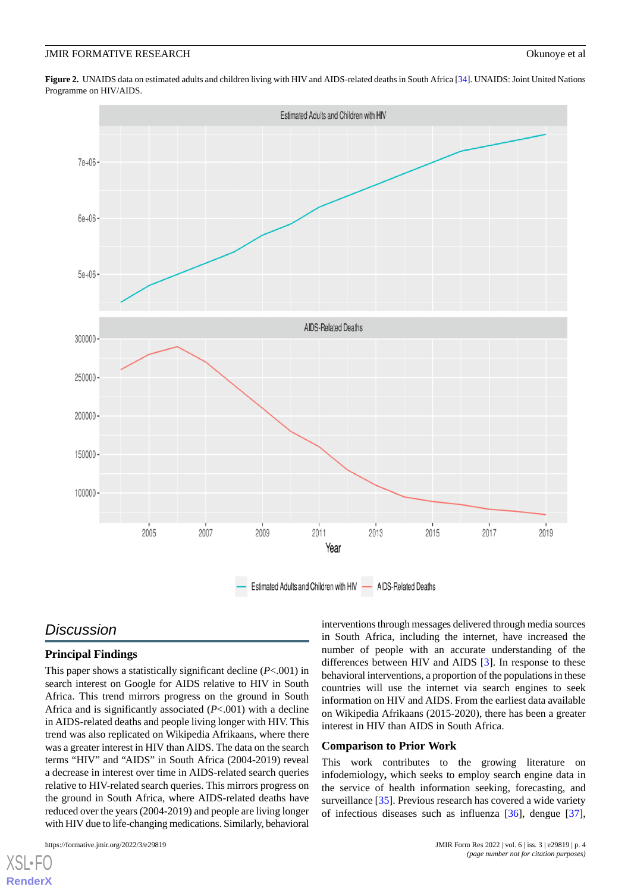**Figure 2.** UNAIDS data on estimated adults and children living with HIV and AIDS-related deaths in South Africa [34]. UNAIDS: Joint United Nations Programme on HIV/AIDS.

## Discussion

### Principal Findings

This paper shows a statistically significant decline ($P$<.001) in search interest on Google for AIDS relative to HIV in South Africa. This trend mirrors progress on the ground in South Africa and is significantly associated ($P$<.001) with a decline in AIDS-related deaths and people living longer with HIV. This trend was also replicated on Wikipedia Afrikaans, where there was a greater interest in HIV than AIDS. The data on the search terms "HIV" and "AIDS" in South Africa (2004-2019) reveal a decrease in interest over time in AIDS-related search queries relative to HIV-related search queries. This mirrors progress on the ground in South Africa, where AIDS-related deaths have reduced over the years (2004-2019) and people are living longer with HIV due to life-changing medications. Similarly, behavioral interventions through messages delivered through media sources in South Africa, including the internet, have increased the number of people with an accurate understanding of the differences between HIV and AIDS [3]. In response to these behavioral interventions, a proportion of the populations in these countries will use the internet via search engines to seek information on HIV and AIDS. From the earliest data available on Wikipedia Afrikaans (2015-2020), there has been a greater interest in HIV than AIDS in South Africa.

### Comparison to Prior Work

This work contributes to the growing literature on infodemiology**,** which seeks to employ search engine data in the service of health information seeking, forecasting, and surveillance [35]. Previous research has covered a wide variety of infectious diseases such as influenza [36], dengue [37],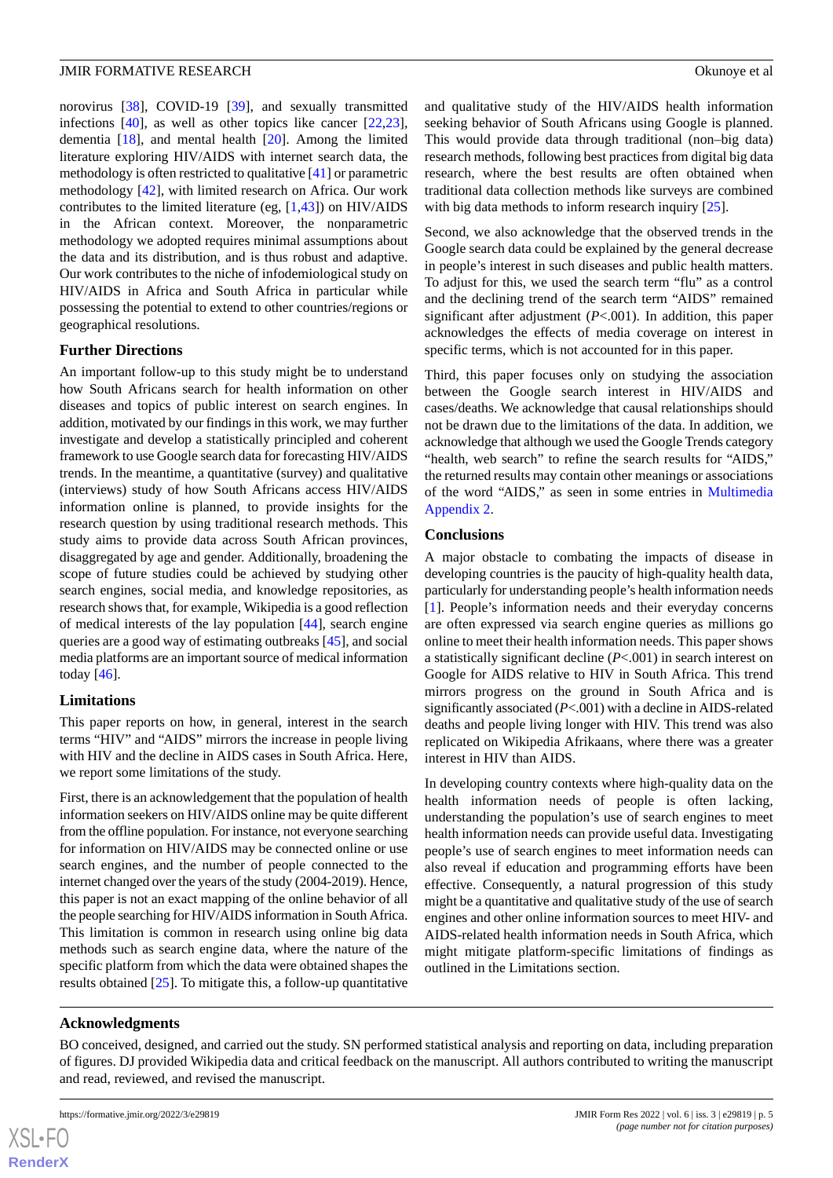norovirus [38], COVID-19 [39], and sexually transmitted infections [40], as well as other topics like cancer [22,23], dementia [18], and mental health [20]. Among the limited literature exploring HIV/AIDS with internet search data, the methodology is often restricted to qualitative [41] or parametric methodology [42], with limited research on Africa. Our work contributes to the limited literature (eg, [1,43]) on HIV/AIDS in the African context. Moreover, the nonparametric methodology we adopted requires minimal assumptions about the data and its distribution, and is thus robust and adaptive. Our work contributes to the niche of infodemiological study on HIV/AIDS in Africa and South Africa in particular while possessing the potential to extend to other countries/regions or geographical resolutions.

### Further Directions

An important follow-up to this study might be to understand how South Africans search for health information on other diseases and topics of public interest on search engines. In addition, motivated by our findings in this work, we may further investigate and develop a statistically principled and coherent framework to use Google search data for forecasting HIV/AIDS trends. In the meantime, a quantitative (survey) and qualitative (interviews) study of how South Africans access HIV/AIDS information online is planned, to provide insights for the research question by using traditional research methods. This study aims to provide data across South African provinces, disaggregated by age and gender. Additionally, broadening the scope of future studies could be achieved by studying other search engines, social media, and knowledge repositories, as research shows that, for example, Wikipedia is a good reflection of medical interests of the lay population [44], search engine queries are a good way of estimating outbreaks [45], and social media platforms are an important source of medical information today [46].

### Limitations

This paper reports on how, in general, interest in the search terms "HIV" and "AIDS" mirrors the increase in people living with HIV and the decline in AIDS cases in South Africa. Here, we report some limitations of the study.

First, there is an acknowledgement that the population of health information seekers on HIV/AIDS online may be quite different from the offline population. For instance, not everyone searching for information on HIV/AIDS may be connected online or use search engines, and the number of people connected to the internet changed over the years of the study (2004-2019). Hence, this paper is not an exact mapping of the online behavior of all the people searching for HIV/AIDS information in South Africa. This limitation is common in research using online big data methods such as search engine data, where the nature of the specific platform from which the data were obtained shapes the results obtained [25]. To mitigate this, a follow-up quantitative and qualitative study of the HIV/AIDS health information seeking behavior of South Africans using Google is planned. This would provide data through traditional (non–big data) research methods, following best practices from digital big data research, where the best results are often obtained when traditional data collection methods like surveys are combined with big data methods to inform research inquiry [25].

Second, we also acknowledge that the observed trends in the Google search data could be explained by the general decrease in people's interest in such diseases and public health matters. To adjust for this, we used the search term "flu" as a control and the declining trend of the search term "AIDS" remained significant after adjustment ($P<.001$). In addition, this paper acknowledges the effects of media coverage on interest in specific terms, which is not accounted for in this paper.

Third, this paper focuses only on studying the association between the Google search interest in HIV/AIDS and cases/deaths. We acknowledge that causal relationships should not be drawn due to the limitations of the data. In addition, we acknowledge that although we used the Google Trends category "health, web search" to refine the search results for "AIDS," the returned results may contain other meanings or associations of the word "AIDS," as seen in some entries in Multimedia Appendix 2.

### Conclusions

A major obstacle to combating the impacts of disease in developing countries is the paucity of high-quality health data, particularly for understanding people's health information needs [1]. People's information needs and their everyday concerns are often expressed via search engine queries as millions go online to meet their health information needs. This paper shows a statistically significant decline ($P<.001$) in search interest on Google for AIDS relative to HIV in South Africa. This trend mirrors progress on the ground in South Africa and is significantly associated ($P<.001$) with a decline in AIDS-related deaths and people living longer with HIV. This trend was also replicated on Wikipedia Afrikaans, where there was a greater interest in HIV than AIDS.

In developing country contexts where high-quality data on the health information needs of people is often lacking, understanding the population's use of search engines to meet health information needs can provide useful data. Investigating people's use of search engines to meet information needs can also reveal if education and programming efforts have been effective. Consequently, a natural progression of this study might be a quantitative and qualitative study of the use of search engines and other online information sources to meet HIV- and AIDS-related health information needs in South Africa, which might mitigate platform-specific limitations of findings as outlined in the Limitations section.

## Acknowledgments

BO conceived, designed, and carried out the study. SN performed statistical analysis and reporting on data, including preparation of figures. DJ provided Wikipedia data and critical feedback on the manuscript. All authors contributed to writing the manuscript and read, reviewed, and revised the manuscript.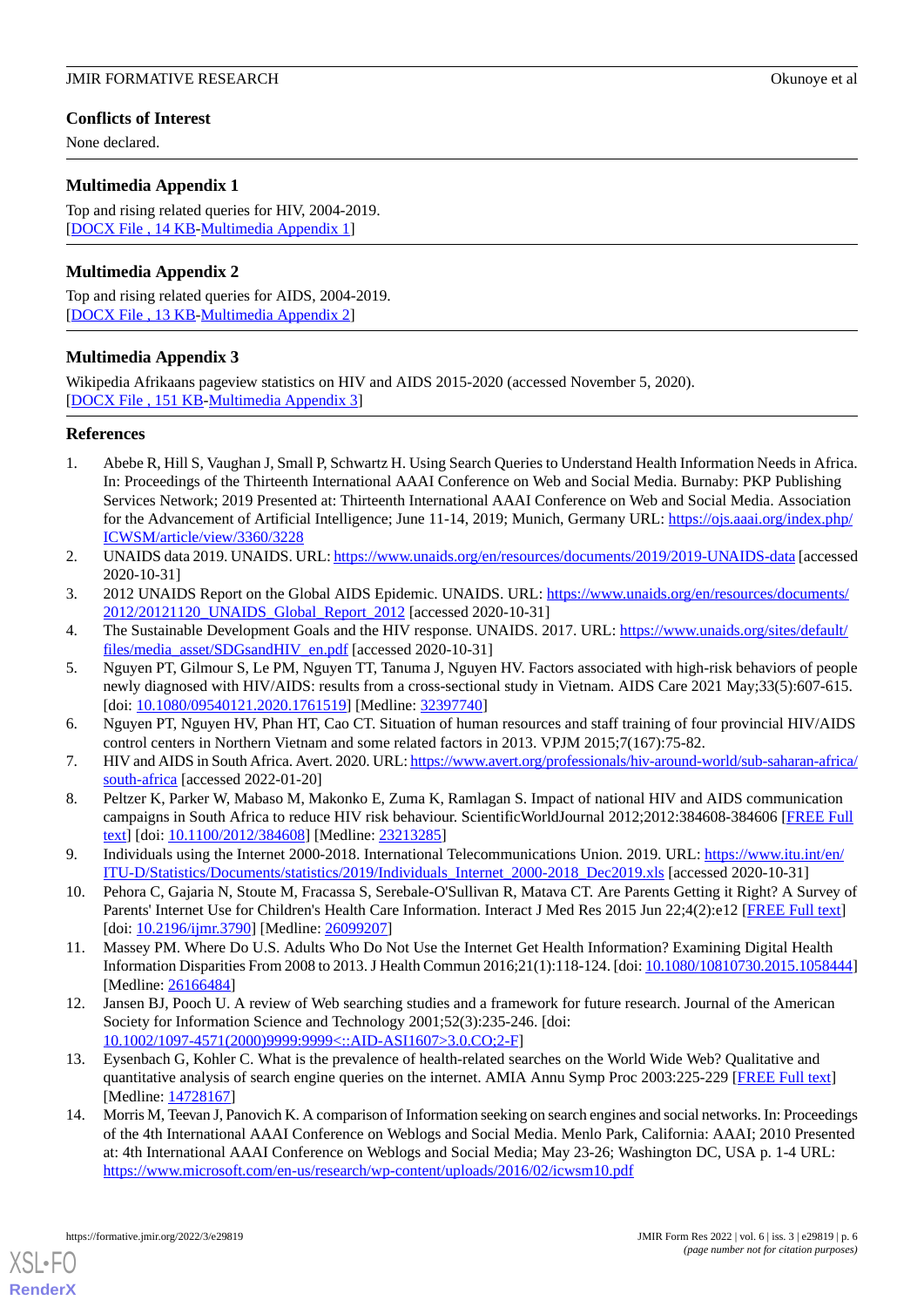## Conflicts of Interest

None declared.

## Multimedia Appendix 1

Top and rising related queries for HIV, 2004-2019.
[DOCX File , 14 KB-Multimedia Appendix 1]

## Multimedia Appendix 2

Top and rising related queries for AIDS, 2004-2019.
[DOCX File , 13 KB-Multimedia Appendix 2]

## Multimedia Appendix 3

Wikipedia Afrikaans pageview statistics on HIV and AIDS 2015-2020 (accessed November 5, 2020).
[DOCX File , 151 KB-Multimedia Appendix 3]

## References

1. Abebe R, Hill S, Vaughan J, Small P, Schwartz H. Using Search Queries to Understand Health Information Needs in Africa. In: Proceedings of the Thirteenth International AAAI Conference on Web and Social Media. Burnaby: PKP Publishing Services Network; 2019 Presented at: Thirteenth International AAAI Conference on Web and Social Media. Association for the Advancement of Artificial Intelligence; June 11-14, 2019; Munich, Germany URL: https://ojs.aaai.org/index.php/ICWSM/article/view/3360/3228
2. UNAIDS data 2019. UNAIDS. URL: https://www.unaids.org/en/resources/documents/2019/2019-UNAIDS-data [accessed 2020-10-31]
3. 2012 UNAIDS Report on the Global AIDS Epidemic. UNAIDS. URL: https://www.unaids.org/en/resources/documents/2012/20121120_UNAIDS_Global_Report_2012 [accessed 2020-10-31]
4. The Sustainable Development Goals and the HIV response. UNAIDS. 2017. URL: https://www.unaids.org/sites/default/files/media_asset/SDGsandHIV_en.pdf [accessed 2020-10-31]
5. Nguyen PT, Gilmour S, Le PM, Nguyen TT, Tanuma J, Nguyen HV. Factors associated with high-risk behaviors of people newly diagnosed with HIV/AIDS: results from a cross-sectional study in Vietnam. AIDS Care 2021 May;33(5):607-615. [doi: 10.1080/09540121.2020.1761519] [Medline: 32397740]
6. Nguyen PT, Nguyen HV, Phan HT, Cao CT. Situation of human resources and staff training of four provincial HIV/AIDS control centers in Northern Vietnam and some related factors in 2013. VPJM 2015;7(167):75-82.
7. HIV and AIDS in South Africa. Avert. 2020. URL: https://www.avert.org/professionals/hiv-around-world/sub-saharan-africa/south-africa [accessed 2022-01-20]
8. Peltzer K, Parker W, Mabaso M, Makonko E, Zuma K, Ramlagan S. Impact of national HIV and AIDS communication campaigns in South Africa to reduce HIV risk behaviour. ScientificWorldJournal 2012;2012:384608-384606 [FREE Full text] [doi: 10.1100/2012/384608] [Medline: 23213285]
9. Individuals using the Internet 2000-2018. International Telecommunications Union. 2019. URL: https://www.itu.int/en/ITU-D/Statistics/Documents/statistics/2019/Individuals_Internet_2000-2018_Dec2019.xls [accessed 2020-10-31]
10. Pehora C, Gajaria N, Stoute M, Fracassa S, Serebale-O'Sullivan R, Matava CT. Are Parents Getting it Right? A Survey of Parents' Internet Use for Children's Health Care Information. Interact J Med Res 2015 Jun 22;4(2):e12 [FREE Full text] [doi: 10.2196/ijmr.3790] [Medline: 26099207]
11. Massey PM. Where Do U.S. Adults Who Do Not Use the Internet Get Health Information? Examining Digital Health Information Disparities From 2008 to 2013. J Health Commun 2016;21(1):118-124. [doi: 10.1080/10810730.2015.1058444] [Medline: 26166484]
12. Jansen BJ, Pooch U. A review of Web searching studies and a framework for future research. Journal of the American Society for Information Science and Technology 2001;52(3):235-246. [doi: 10.1002/1097-4571(2000)9999:9999<::AID-ASI1607>3.0.CO;2-F]
13. Eysenbach G, Kohler C. What is the prevalence of health-related searches on the World Wide Web? Qualitative and quantitative analysis of search engine queries on the internet. AMIA Annu Symp Proc 2003:225-229 [FREE Full text] [Medline: 14728167]
14. Morris M, Teevan J, Panovich K. A comparison of Information seeking on search engines and social networks. In: Proceedings of the 4th International AAAI Conference on Weblogs and Social Media. Menlo Park, California: AAAI; 2010 Presented at: 4th International AAAI Conference on Weblogs and Social Media; May 23-26; Washington DC, USA p. 1-4 URL: https://www.microsoft.com/en-us/research/wp-content/uploads/2016/02/icwsm10.pdf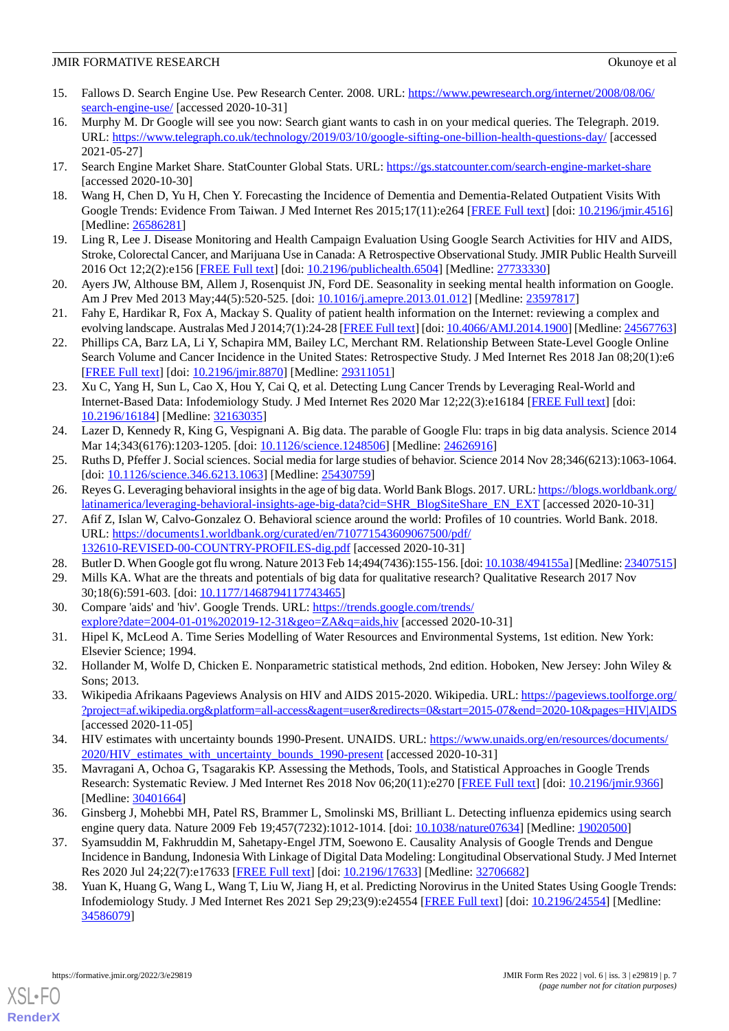15. Fallows D. Search Engine Use. Pew Research Center. 2008. URL: https://www.pewresearch.org/internet/2008/08/06/search-engine-use/ [accessed 2020-10-31]
16. Murphy M. Dr Google will see you now: Search giant wants to cash in on your medical queries. The Telegraph. 2019. URL: https://www.telegraph.co.uk/technology/2019/03/10/google-sifting-one-billion-health-questions-day/ [accessed 2021-05-27]
17. Search Engine Market Share. StatCounter Global Stats. URL: https://gs.statcounter.com/search-engine-market-share [accessed 2020-10-30]
18. Wang H, Chen D, Yu H, Chen Y. Forecasting the Incidence of Dementia and Dementia-Related Outpatient Visits With Google Trends: Evidence From Taiwan. J Med Internet Res 2015;17(11):e264 [FREE Full text] [doi: 10.2196/jmir.4516] [Medline: 26586281]
19. Ling R, Lee J. Disease Monitoring and Health Campaign Evaluation Using Google Search Activities for HIV and AIDS, Stroke, Colorectal Cancer, and Marijuana Use in Canada: A Retrospective Observational Study. JMIR Public Health Surveill 2016 Oct 12;2(2):e156 [FREE Full text] [doi: 10.2196/publichealth.6504] [Medline: 27733330]
20. Ayers JW, Althouse BM, Allem J, Rosenquist JN, Ford DE. Seasonality in seeking mental health information on Google. Am J Prev Med 2013 May;44(5):520-525. [doi: 10.1016/j.amepre.2013.01.012] [Medline: 23597817]
21. Fahy E, Hardikar R, Fox A, Mackay S. Quality of patient health information on the Internet: reviewing a complex and evolving landscape. Australas Med J 2014;7(1):24-28 [FREE Full text] [doi: 10.4066/AMJ.2014.1900] [Medline: 24567763]
22. Phillips CA, Barz LA, Li Y, Schapira MM, Bailey LC, Merchant RM. Relationship Between State-Level Google Online Search Volume and Cancer Incidence in the United States: Retrospective Study. J Med Internet Res 2018 Jan 08;20(1):e6 [FREE Full text] [doi: 10.2196/jmir.8870] [Medline: 29311051]
23. Xu C, Yang H, Sun L, Cao X, Hou Y, Cai Q, et al. Detecting Lung Cancer Trends by Leveraging Real-World and Internet-Based Data: Infodemiology Study. J Med Internet Res 2020 Mar 12;22(3):e16184 [FREE Full text] [doi: 10.2196/16184] [Medline: 32163035]
24. Lazer D, Kennedy R, King G, Vespignani A. Big data. The parable of Google Flu: traps in big data analysis. Science 2014 Mar 14;343(6176):1203-1205. [doi: 10.1126/science.1248506] [Medline: 24626916]
25. Ruths D, Pfeffer J. Social sciences. Social media for large studies of behavior. Science 2014 Nov 28;346(6213):1063-1064. [doi: 10.1126/science.346.6213.1063] [Medline: 25430759]
26. Reyes G. Leveraging behavioral insights in the age of big data. World Bank Blogs. 2017. URL: https://blogs.worldbank.org/latinamerica/leveraging-behavioral-insights-age-big-data?cid=SHR_BlogSiteShare_EN_EXT [accessed 2020-10-31]
27. Afif Z, Islan W, Calvo-Gonzalez O. Behavioral science around the world: Profiles of 10 countries. World Bank. 2018. URL: https://documents1.worldbank.org/curated/en/710771543609067500/pdf/132610-REVISED-00-COUNTRY-PROFILES-dig.pdf [accessed 2020-10-31]
28. Butler D. When Google got flu wrong. Nature 2013 Feb 14;494(7436):155-156. [doi: 10.1038/494155a] [Medline: 23407515]
29. Mills KA. What are the threats and potentials of big data for qualitative research? Qualitative Research 2017 Nov 30;18(6):591-603. [doi: 10.1177/1468794117743465]
30. Compare 'aids' and 'hiv'. Google Trends. URL: https://trends.google.com/trends/explore?date=2004-01-01%202019-12-31&geo=ZA&q=aids,hiv [accessed 2020-10-31]
31. Hipel K, McLeod A. Time Series Modelling of Water Resources and Environmental Systems, 1st edition. New York: Elsevier Science; 1994.
32. Hollander M, Wolfe D, Chicken E. Nonparametric statistical methods, 2nd edition. Hoboken, New Jersey: John Wiley & Sons; 2013.
33. Wikipedia Afrikaans Pageviews Analysis on HIV and AIDS 2015-2020. Wikipedia. URL: https://pageviews.toolforge.org/?project=af.wikipedia.org&platform=all-access&agent=user&redirects=0&start=2015-07&end=2020-10&pages=HIV|AIDS [accessed 2020-11-05]
34. HIV estimates with uncertainty bounds 1990-Present. UNAIDS. URL: https://www.unaids.org/en/resources/documents/2020/HIV_estimates_with_uncertainty_bounds_1990-present [accessed 2020-10-31]
35. Mavragani A, Ochoa G, Tsagarakis KP. Assessing the Methods, Tools, and Statistical Approaches in Google Trends Research: Systematic Review. J Med Internet Res 2018 Nov 06;20(11):e270 [FREE Full text] [doi: 10.2196/jmir.9366] [Medline: 30401664]
36. Ginsberg J, Mohebbi MH, Patel RS, Brammer L, Smolinski MS, Brilliant L. Detecting influenza epidemics using search engine query data. Nature 2009 Feb 19;457(7232):1012-1014. [doi: 10.1038/nature07634] [Medline: 19020500]
37. Syamsuddin M, Fakhruddin M, Sahetapy-Engel JTM, Soewono E. Causality Analysis of Google Trends and Dengue Incidence in Bandung, Indonesia With Linkage of Digital Data Modeling: Longitudinal Observational Study. J Med Internet Res 2020 Jul 24;22(7):e17633 [FREE Full text] [doi: 10.2196/17633] [Medline: 32706682]
38. Yuan K, Huang G, Wang L, Wang T, Liu W, Jiang H, et al. Predicting Norovirus in the United States Using Google Trends: Infodemiology Study. J Med Internet Res 2021 Sep 29;23(9):e24554 [FREE Full text] [doi: 10.2196/24554] [Medline: 34586079]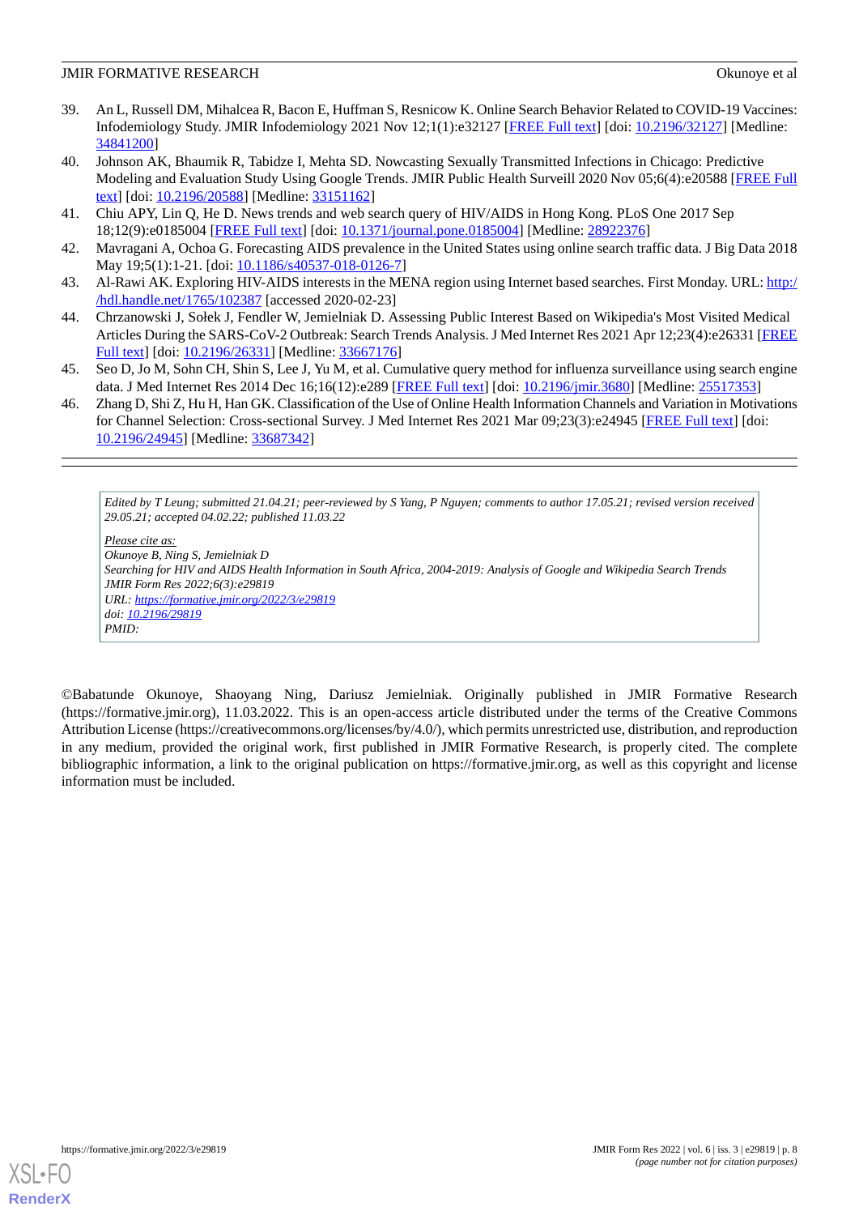39. An L, Russell DM, Mihalcea R, Bacon E, Huffman S, Resnicow K. Online Search Behavior Related to COVID-19 Vaccines: Infodemiology Study. JMIR Infodemiology 2021 Nov 12;1(1):e32127 [FREE Full text] [doi: 10.2196/32127] [Medline: 34841200]
40. Johnson AK, Bhaumik R, Tabidze I, Mehta SD. Nowcasting Sexually Transmitted Infections in Chicago: Predictive Modeling and Evaluation Study Using Google Trends. JMIR Public Health Surveill 2020 Nov 05;6(4):e20588 [FREE Full text] [doi: 10.2196/20588] [Medline: 33151162]
41. Chiu APY, Lin Q, He D. News trends and web search query of HIV/AIDS in Hong Kong. PLoS One 2017 Sep 18;12(9):e0185004 [FREE Full text] [doi: 10.1371/journal.pone.0185004] [Medline: 28922376]
42. Mavragani A, Ochoa G. Forecasting AIDS prevalence in the United States using online search traffic data. J Big Data 2018 May 19;5(1):1-21. [doi: 10.1186/s40537-018-0126-7]
43. Al-Rawi AK. Exploring HIV-AIDS interests in the MENA region using Internet based searches. First Monday. URL: http://hdl.handle.net/1765/102387 [accessed 2020-02-23]
44. Chrzanowski J, Sołek J, Fendler W, Jemielniak D. Assessing Public Interest Based on Wikipedia's Most Visited Medical Articles During the SARS-CoV-2 Outbreak: Search Trends Analysis. J Med Internet Res 2021 Apr 12;23(4):e26331 [FREE Full text] [doi: 10.2196/26331] [Medline: 33667176]
45. Seo D, Jo M, Sohn CH, Shin S, Lee J, Yu M, et al. Cumulative query method for influenza surveillance using search engine data. J Med Internet Res 2014 Dec 16;16(12):e289 [FREE Full text] [doi: 10.2196/jmir.3680] [Medline: 25517353]
46. Zhang D, Shi Z, Hu H, Han GK. Classification of the Use of Online Health Information Channels and Variation in Motivations for Channel Selection: Cross-sectional Survey. J Med Internet Res 2021 Mar 09;23(3):e24945 [FREE Full text] [doi: 10.2196/24945] [Medline: 33687342]

---

*Edited by T Leung; submitted 21.04.21; peer-reviewed by S Yang, P Nguyen; comments to author 17.05.21; revised version received 29.05.21; accepted 04.02.22; published 11.03.22*

*Please cite as:*
*Okunoye B, Ning S, Jemielniak D*
*Searching for HIV and AIDS Health Information in South Africa, 2004-2019: Analysis of Google and Wikipedia Search Trends*
*JMIR Form Res 2022;6(3):e29819*
*URL: https://formative.jmir.org/2022/3/e29819*
*doi: 10.2196/29819*
*PMID:*

©Babatunde Okunoye, Shaoyang Ning, Dariusz Jemielniak. Originally published in JMIR Formative Research (https://formative.jmir.org), 11.03.2022. This is an open-access article distributed under the terms of the Creative Commons Attribution License (https://creativecommons.org/licenses/by/4.0/), which permits unrestricted use, distribution, and reproduction in any medium, provided the original work, first published in JMIR Formative Research, is properly cited. The complete bibliographic information, a link to the original publication on https://formative.jmir.org, as well as this copyright and license information must be included.